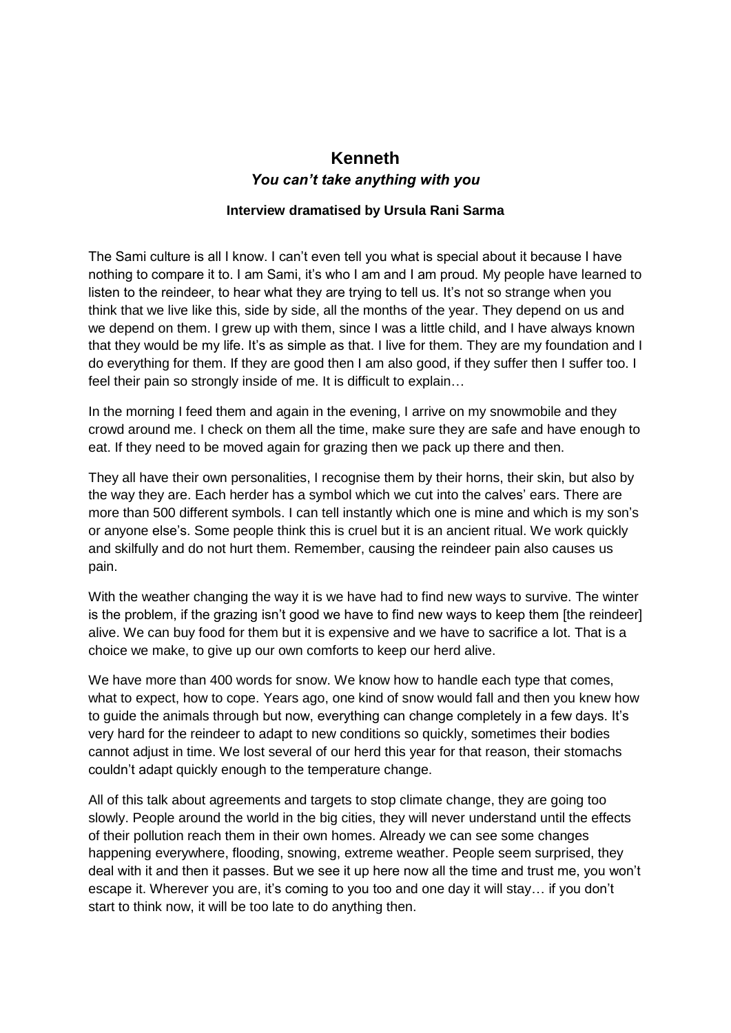# Kenneth

## *You can't take anything with you*

**Interview dramatised by Ursula Rani Sarma**

The Sami culture is all I know. I can't even tell you what is special about it because I have nothing to compare it to. I am Sami, it's who I am and I am proud. My people have learned to listen to the reindeer, to hear what they are trying to tell us. It's not so strange when you think that we live like this, side by side, all the months of the year. They depend on us and we depend on them. I grew up with them, since I was a little child, and I have always known that they would be my life. It's as simple as that. I live for them. They are my foundation and I do everything for them. If they are good then I am also good, if they suffer then I suffer too. I feel their pain so strongly inside of me. It is difficult to explain…

In the morning I feed them and again in the evening, I arrive on my snowmobile and they crowd around me. I check on them all the time, make sure they are safe and have enough to eat. If they need to be moved again for grazing then we pack up there and then.

They all have their own personalities, I recognise them by their horns, their skin, but also by the way they are. Each herder has a symbol which we cut into the calves' ears. There are more than 500 different symbols. I can tell instantly which one is mine and which is my son's or anyone else's. Some people think this is cruel but it is an ancient ritual. We work quickly and skilfully and do not hurt them. Remember, causing the reindeer pain also causes us pain.

With the weather changing the way it is we have had to find new ways to survive. The winter is the problem, if the grazing isn't good we have to find new ways to keep them [the reindeer] alive. We can buy food for them but it is expensive and we have to sacrifice a lot. That is a choice we make, to give up our own comforts to keep our herd alive.

We have more than 400 words for snow. We know how to handle each type that comes, what to expect, how to cope. Years ago, one kind of snow would fall and then you knew how to guide the animals through but now, everything can change completely in a few days. It's very hard for the reindeer to adapt to new conditions so quickly, sometimes their bodies cannot adjust in time. We lost several of our herd this year for that reason, their stomachs couldn't adapt quickly enough to the temperature change.

All of this talk about agreements and targets to stop climate change, they are going too slowly. People around the world in the big cities, they will never understand until the effects of their pollution reach them in their own homes. Already we can see some changes happening everywhere, flooding, snowing, extreme weather. People seem surprised, they deal with it and then it passes. But we see it up here now all the time and trust me, you won't escape it. Wherever you are, it's coming to you too and one day it will stay… if you don't start to think now, it will be too late to do anything then.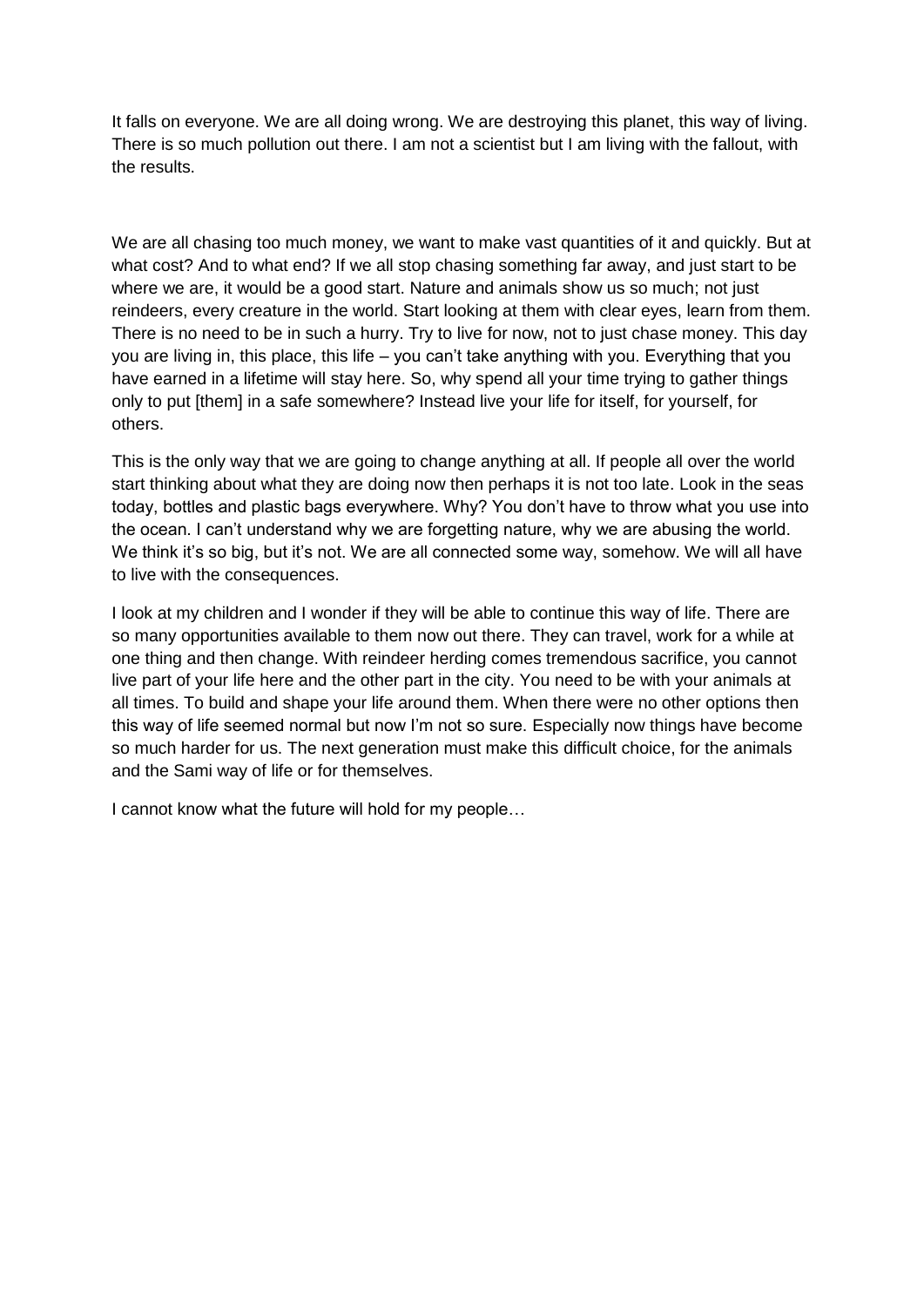It falls on everyone. We are all doing wrong. We are destroying this planet, this way of living. There is so much pollution out there. I am not a scientist but I am living with the fallout, with the results.

We are all chasing too much money, we want to make vast quantities of it and quickly. But at what cost? And to what end? If we all stop chasing something far away, and just start to be where we are, it would be a good start. Nature and animals show us so much; not just reindeers, every creature in the world. Start looking at them with clear eyes, learn from them. There is no need to be in such a hurry. Try to live for now, not to just chase money. This day you are living in, this place, this life – you can't take anything with you. Everything that you have earned in a lifetime will stay here. So, why spend all your time trying to gather things only to put [them] in a safe somewhere? Instead live your life for itself, for yourself, for others.

This is the only way that we are going to change anything at all. If people all over the world start thinking about what they are doing now then perhaps it is not too late. Look in the seas today, bottles and plastic bags everywhere. Why? You don't have to throw what you use into the ocean. I can't understand why we are forgetting nature, why we are abusing the world. We think it's so big, but it's not. We are all connected some way, somehow. We will all have to live with the consequences.

I look at my children and I wonder if they will be able to continue this way of life. There are so many opportunities available to them now out there. They can travel, work for a while at one thing and then change. With reindeer herding comes tremendous sacrifice, you cannot live part of your life here and the other part in the city. You need to be with your animals at all times. To build and shape your life around them. When there were no other options then this way of life seemed normal but now I'm not so sure. Especially now things have become so much harder for us. The next generation must make this difficult choice, for the animals and the Sami way of life or for themselves.

I cannot know what the future will hold for my people…